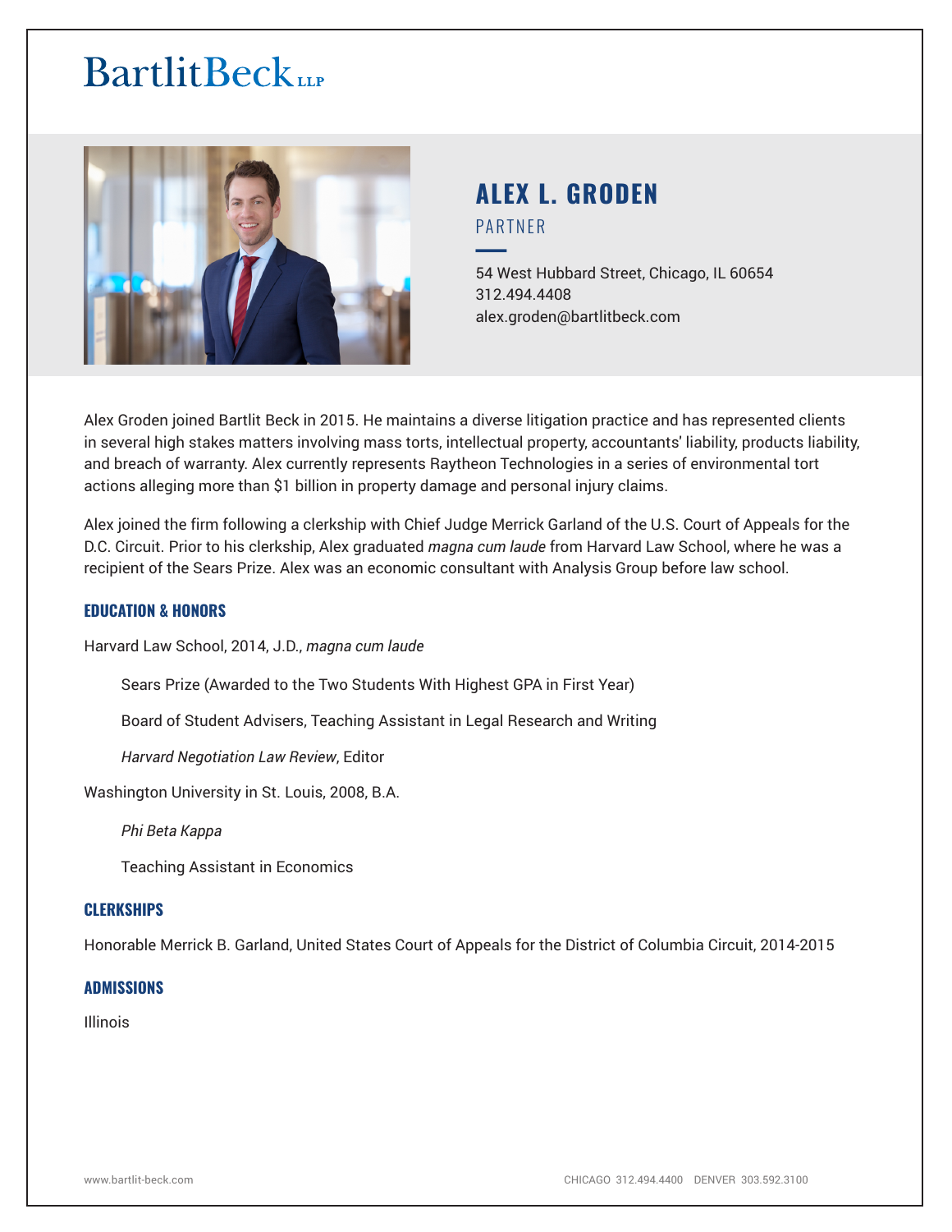BartlitBeck LLP

# ALEX L. GRODEN

PARTNER

54 West Hubbard Street, Chicago, IL 60654
312.494.4408
alex.groden@bartlitbeck.com

Alex Groden joined Bartlit Beck in 2015. He maintains a diverse litigation practice and has represented clients in several high stakes matters involving mass torts, intellectual property, accountants' liability, products liability, and breach of warranty. Alex currently represents Raytheon Technologies in a series of environmental tort actions alleging more than $1 billion in property damage and personal injury claims.

Alex joined the firm following a clerkship with Chief Judge Merrick Garland of the U.S. Court of Appeals for the D.C. Circuit. Prior to his clerkship, Alex graduated *magna cum laude* from Harvard Law School, where he was a recipient of the Sears Prize. Alex was an economic consultant with Analysis Group before law school.

## EDUCATION & HONORS

Harvard Law School, 2014, J.D., *magna cum laude*

- Sears Prize (Awarded to the Two Students With Highest GPA in First Year)
- Board of Student Advisers, Teaching Assistant in Legal Research and Writing
- *Harvard Negotiation Law Review*, Editor

Washington University in St. Louis, 2008, B.A.

- *Phi Beta Kappa*
- Teaching Assistant in Economics

## CLERKSHIPS

Honorable Merrick B. Garland, United States Court of Appeals for the District of Columbia Circuit, 2014-2015

## ADMISSIONS

Illinois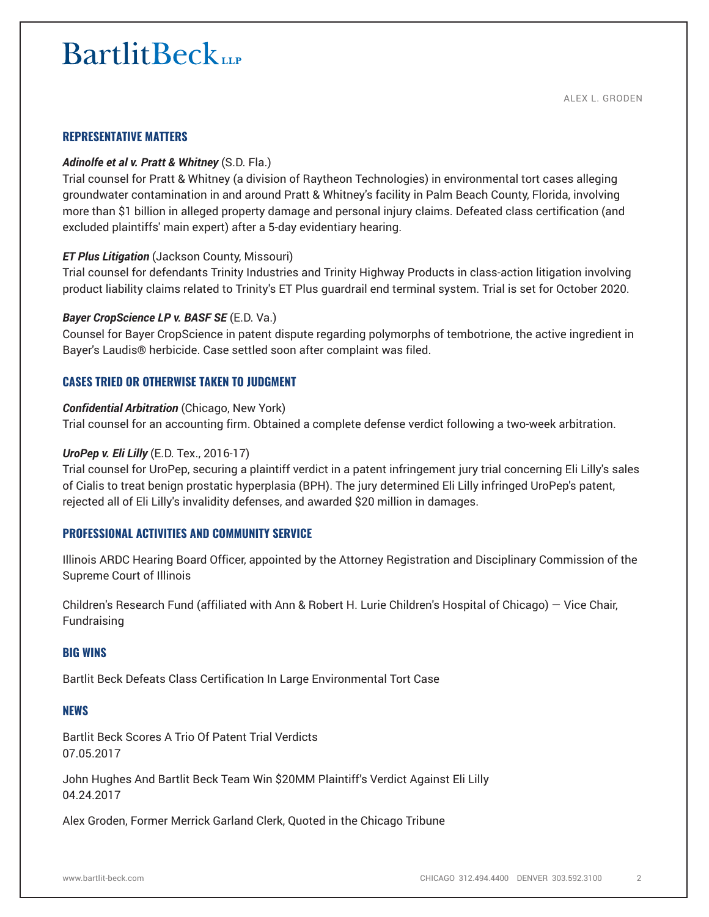## REPRESENTATIVE MATTERS

***Adinolfe et al v. Pratt & Whitney*** (S.D. Fla.)
Trial counsel for Pratt & Whitney (a division of Raytheon Technologies) in environmental tort cases alleging groundwater contamination in and around Pratt & Whitney's facility in Palm Beach County, Florida, involving more than $1 billion in alleged property damage and personal injury claims. Defeated class certification (and excluded plaintiffs' main expert) after a 5-day evidentiary hearing.

***ET Plus Litigation*** (Jackson County, Missouri)
Trial counsel for defendants Trinity Industries and Trinity Highway Products in class-action litigation involving product liability claims related to Trinity's ET Plus guardrail end terminal system. Trial is set for October 2020.

***Bayer CropScience LP v. BASF SE*** (E.D. Va.)
Counsel for Bayer CropScience in patent dispute regarding polymorphs of tembotrione, the active ingredient in Bayer's Laudis® herbicide. Case settled soon after complaint was filed.

## CASES TRIED OR OTHERWISE TAKEN TO JUDGMENT

***Confidential Arbitration*** (Chicago, New York)
Trial counsel for an accounting firm. Obtained a complete defense verdict following a two-week arbitration.

***UroPep v. Eli Lilly*** (E.D. Tex., 2016-17)
Trial counsel for UroPep, securing a plaintiff verdict in a patent infringement jury trial concerning Eli Lilly's sales of Cialis to treat benign prostatic hyperplasia (BPH). The jury determined Eli Lilly infringed UroPep's patent, rejected all of Eli Lilly's invalidity defenses, and awarded $20 million in damages.

## PROFESSIONAL ACTIVITIES AND COMMUNITY SERVICE

Illinois ARDC Hearing Board Officer, appointed by the Attorney Registration and Disciplinary Commission of the Supreme Court of Illinois

Children's Research Fund (affiliated with Ann & Robert H. Lurie Children's Hospital of Chicago) — Vice Chair, Fundraising

## BIG WINS

Bartlit Beck Defeats Class Certification In Large Environmental Tort Case

## NEWS

Bartlit Beck Scores A Trio Of Patent Trial Verdicts
07.05.2017

John Hughes And Bartlit Beck Team Win $20MM Plaintiff's Verdict Against Eli Lilly
04.24.2017

Alex Groden, Former Merrick Garland Clerk, Quoted in the Chicago Tribune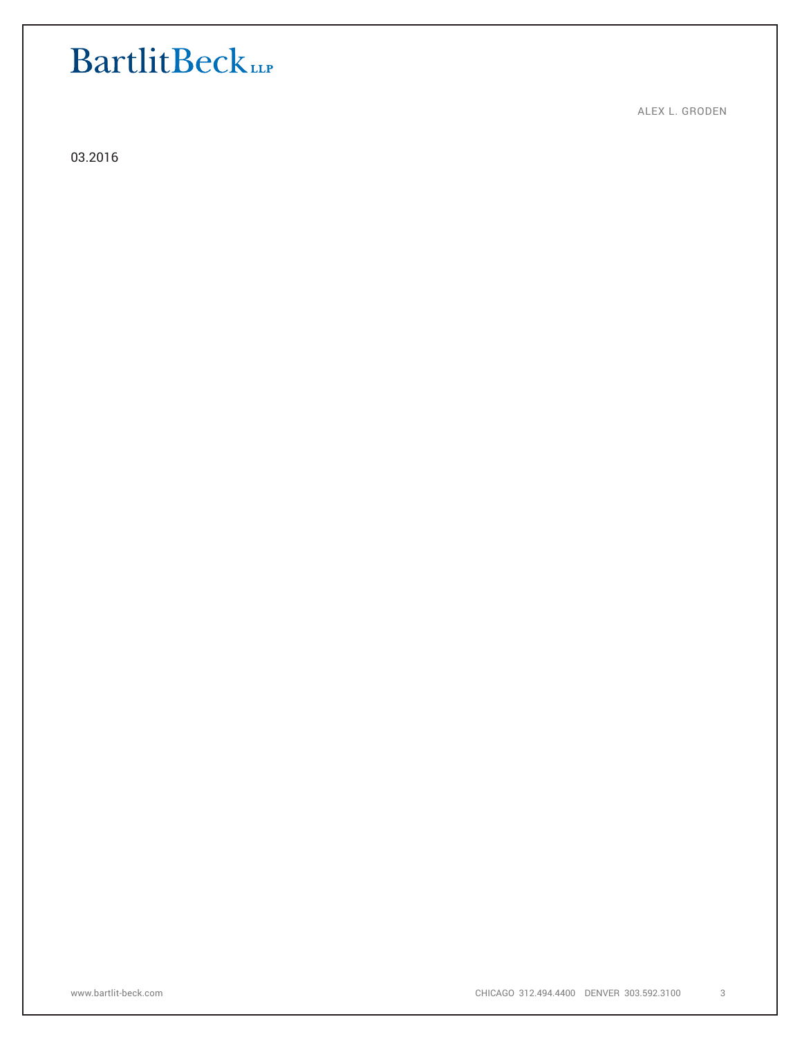03.2016